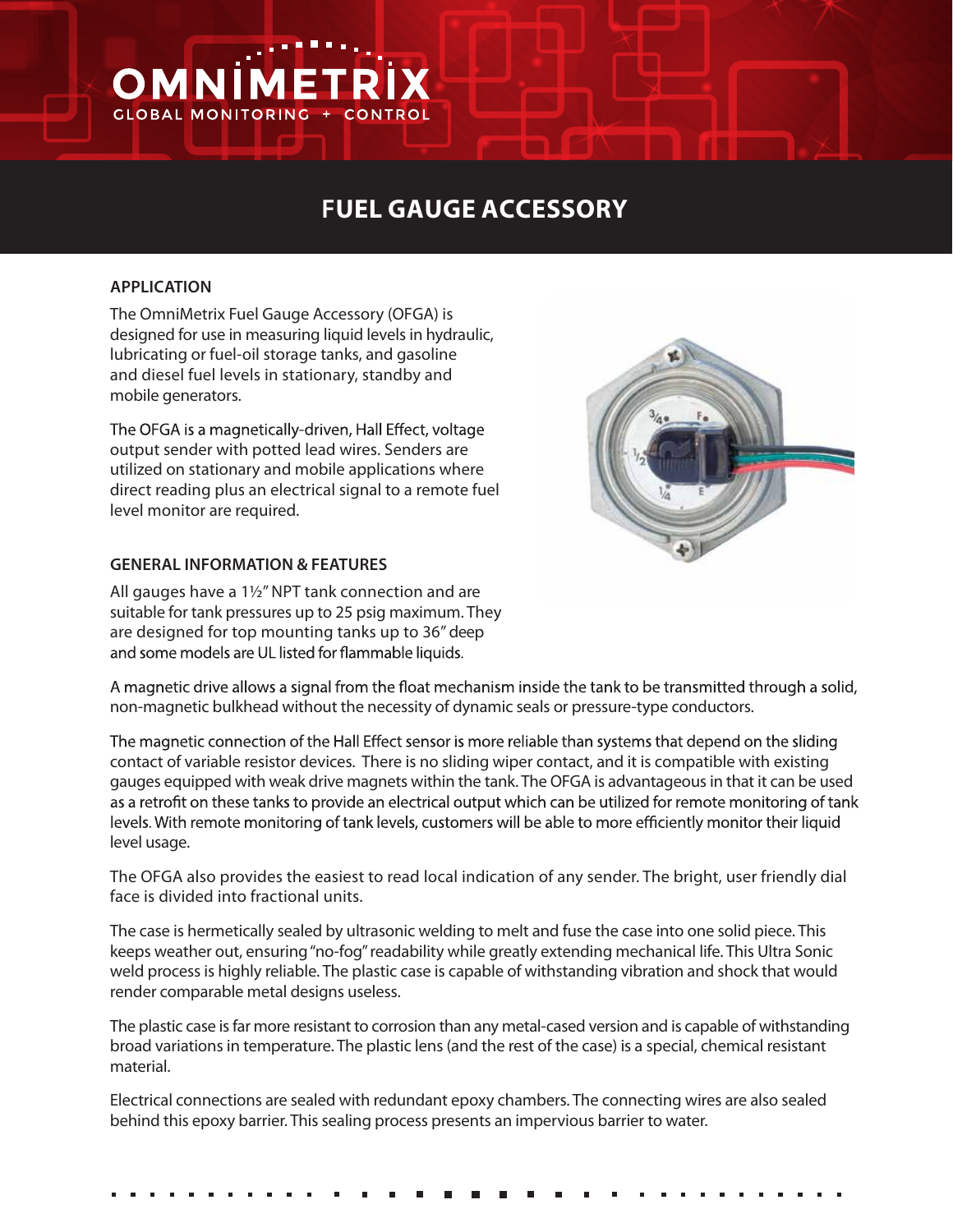# FUEL GAUGE ACCESSORY

## APPLICATION

The OmniMetrix Fuel Gauge Accessory (OFGA) is designed for use in measuring liquid levels in hydraulic, lubricating or fuel-oil storage tanks, and gasoline and diesel fuel levels in stationary, standby and mobile generators.

The OFGA is a magnetically-driven, Hall Effect, voltage output sender with potted lead wires. Senders are utilized on stationary and mobile applications where direct reading plus an electrical signal to a remote fuel level monitor are required.

## GENERAL INFORMATION & FEATURES

All gauges have a 1½" NPT tank connection and are suitable for tank pressures up to 25 psig maximum. They are designed for top mounting tanks up to 36" deep and some models are UL listed for flammable liquids.

A magnetic drive allows a signal from the float mechanism inside the tank to be transmitted through a solid, non-magnetic bulkhead without the necessity of dynamic seals or pressure-type conductors.

The magnetic connection of the Hall Effect sensor is more reliable than systems that depend on the sliding contact of variable resistor devices. There is no sliding wiper contact, and it is compatible with existing gauges equipped with weak drive magnets within the tank. The OFGA is advantageous in that it can be used as a retrofit on these tanks to provide an electrical output which can be utilized for remote monitoring of tank levels. With remote monitoring of tank levels, customers will be able to more efficiently monitor their liquid level usage.

The OFGA also provides the easiest to read local indication of any sender. The bright, user friendly dial face is divided into fractional units.

The case is hermetically sealed by ultrasonic welding to melt and fuse the case into one solid piece. This keeps weather out, ensuring "no-fog" readability while greatly extending mechanical life. This Ultra Sonic weld process is highly reliable. The plastic case is capable of withstanding vibration and shock that would render comparable metal designs useless.

The plastic case is far more resistant to corrosion than any metal-cased version and is capable of withstanding broad variations in temperature. The plastic lens (and the rest of the case) is a special, chemical resistant material.

Electrical connections are sealed with redundant epoxy chambers. The connecting wires are also sealed behind this epoxy barrier. This sealing process presents an impervious barrier to water.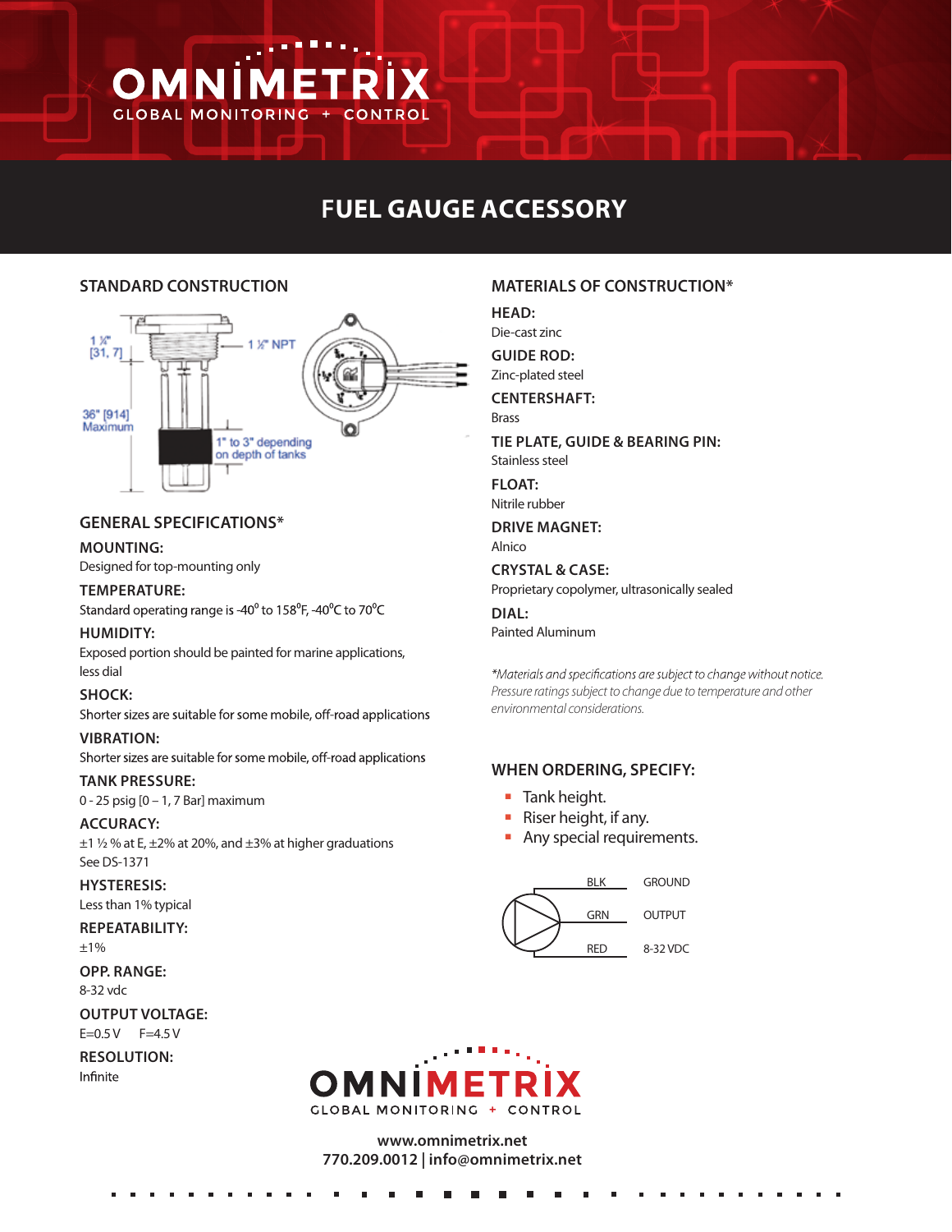# FUEL GAUGE ACCESSORY

## STANDARD CONSTRUCTION

1 ¼" [31, 7]

1 ½" NPT

36" [914] Maximum

1" to 3" depending on depth of tanks

## GENERAL SPECIFICATIONS*

**MOUNTING:**
Designed for top-mounting only

**TEMPERATURE:**
Standard operating range is -40° to 158°F, -40°C to 70°C

**HUMIDITY:**
Exposed portion should be painted for marine applications, less dial

**SHOCK:**
Shorter sizes are suitable for some mobile, off-road applications

**VIBRATION:**
Shorter sizes are suitable for some mobile, off-road applications

**TANK PRESSURE:**
0 - 25 psig [0 – 1, 7 Bar] maximum

**ACCURACY:**
±1 ½ % at E, ±2% at 20%, and ±3% at higher graduations
See DS-1371

**HYSTERESIS:**
Less than 1% typical

**REPEATABILITY:**
±1%

**OPP. RANGE:**
8-32 vdc

**OUTPUT VOLTAGE:**
E=0.5 V F=4.5 V

**RESOLUTION:**
Infinite

## MATERIALS OF CONSTRUCTION*

**HEAD:**
Die-cast zinc

**GUIDE ROD:**
Zinc-plated steel

**CENTERSHAFT:**
Brass

**TIE PLATE, GUIDE & BEARING PIN:**
Stainless steel

**FLOAT:**
Nitrile rubber

**DRIVE MAGNET:**
Alnico

**CRYSTAL & CASE:**
Proprietary copolymer, ultrasonically sealed

**DIAL:**
Painted Aluminum

*\*Materials and specifications are subject to change without notice. Pressure ratings subject to change due to temperature and other environmental considerations.*

## WHEN ORDERING, SPECIFY:

- Tank height.
- Riser height, if any.
- Any special requirements.

BLK GROUND
GRN OUTPUT
RED 8-32 VDC

OMNIMETRIX
GLOBAL MONITORING + CONTROL

www.omnimetrix.net
770.209.0012 | info@omnimetrix.net